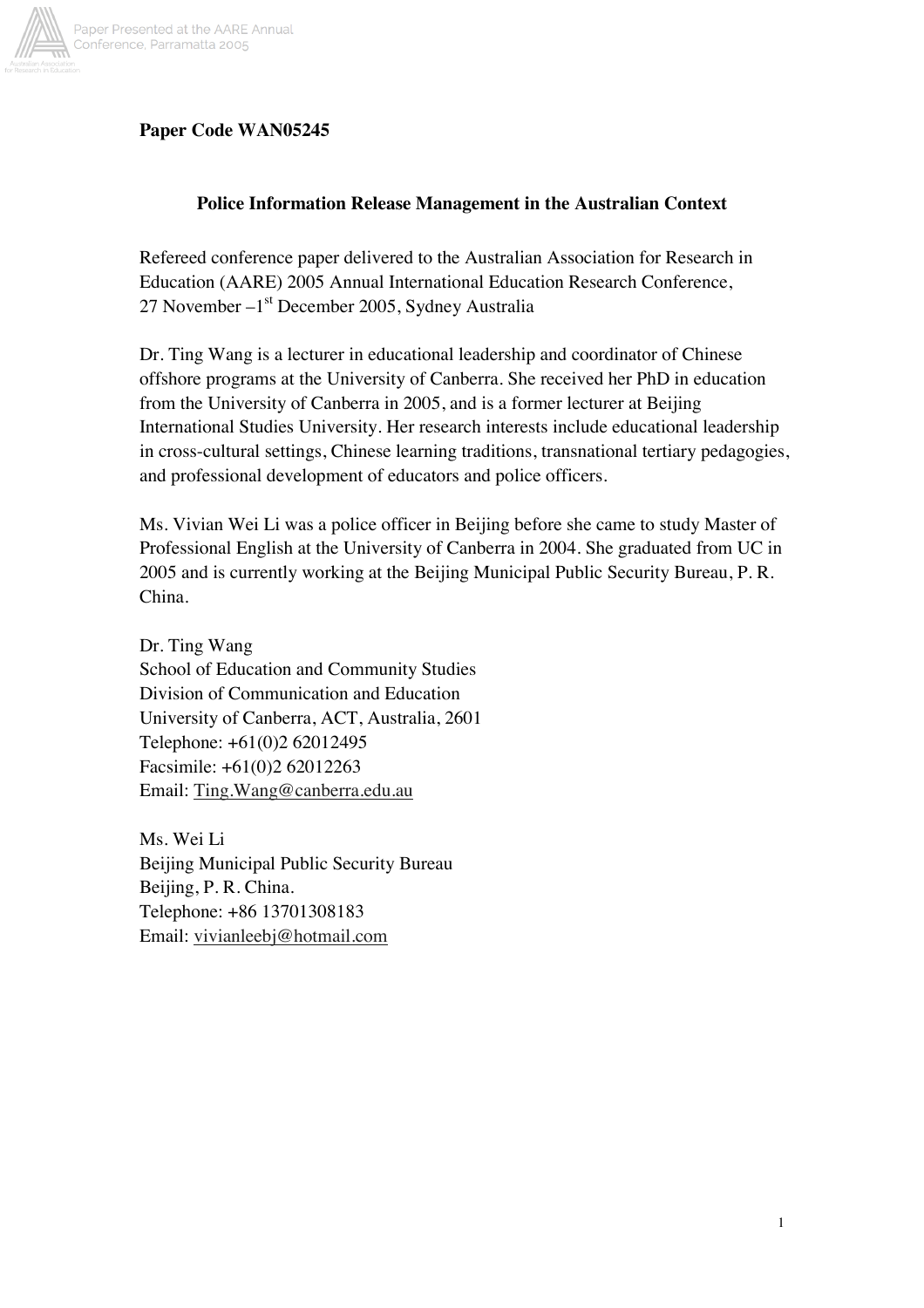**Paper Code WAN05245**

**Police Information Release Management in the Australian Context**

Refereed conference paper delivered to the Australian Association for Research in Education (AARE) 2005 Annual International Education Research Conference, 27 November –1st December 2005, Sydney Australia

Dr. Ting Wang is a lecturer in educational leadership and coordinator of Chinese offshore programs at the University of Canberra. She received her PhD in education from the University of Canberra in 2005, and is a former lecturer at Beijing International Studies University. Her research interests include educational leadership in cross-cultural settings, Chinese learning traditions, transnational tertiary pedagogies, and professional development of educators and police officers.

Ms. Vivian Wei Li was a police officer in Beijing before she came to study Master of Professional English at the University of Canberra in 2004. She graduated from UC in 2005 and is currently working at the Beijing Municipal Public Security Bureau, P. R. China.

Dr. Ting Wang
School of Education and Community Studies
Division of Communication and Education
University of Canberra, ACT, Australia, 2601
Telephone: +61(0)2 62012495
Facsimile: +61(0)2 62012263
Email: Ting.Wang@canberra.edu.au

Ms. Wei Li
Beijing Municipal Public Security Bureau
Beijing, P. R. China.
Telephone: +86 13701308183
Email: vivianleebj@hotmail.com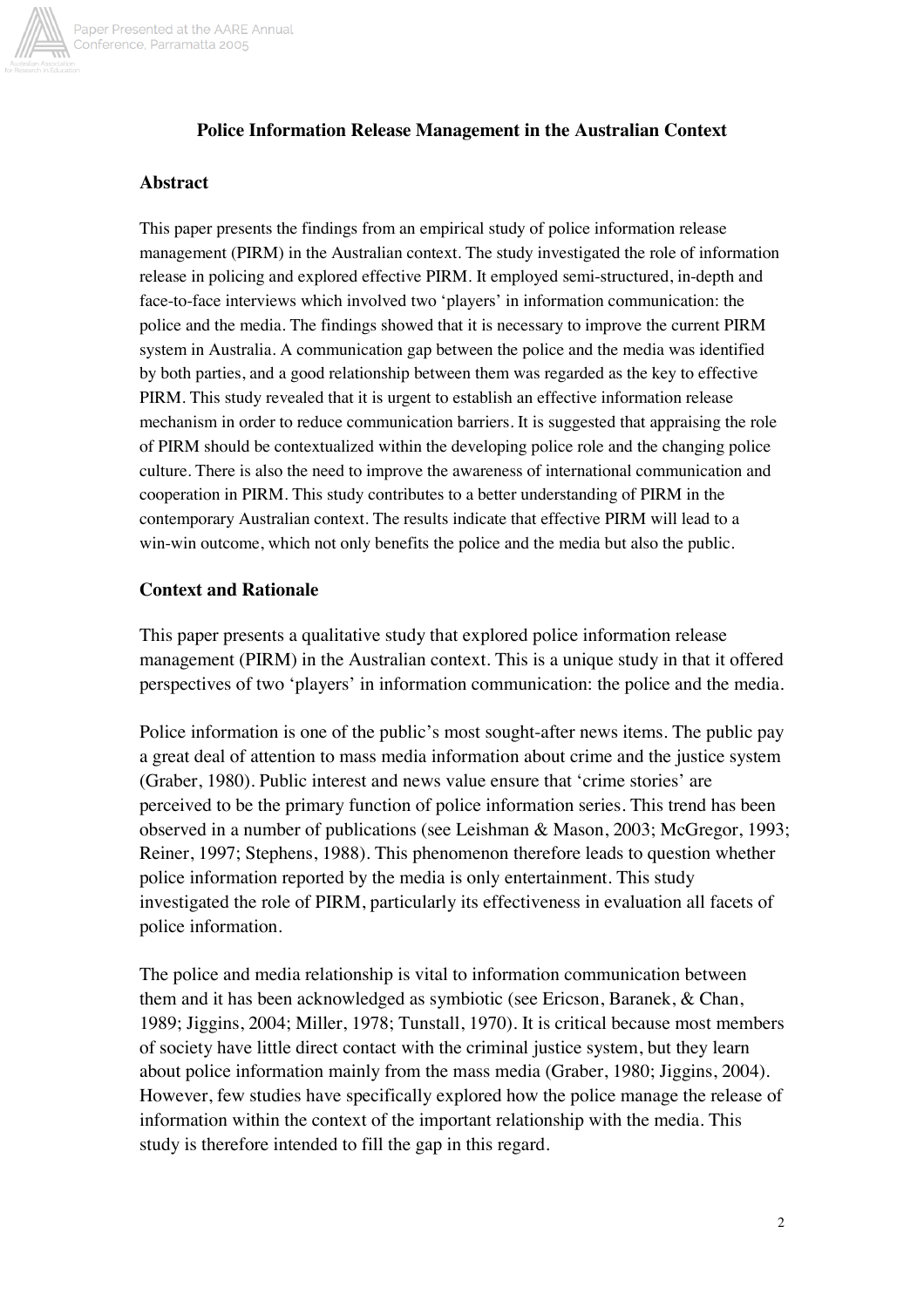# Police Information Release Management in the Australian Context

## Abstract

This paper presents the findings from an empirical study of police information release management (PIRM) in the Australian context. The study investigated the role of information release in policing and explored effective PIRM. It employed semi-structured, in-depth and face-to-face interviews which involved two 'players' in information communication: the police and the media. The findings showed that it is necessary to improve the current PIRM system in Australia. A communication gap between the police and the media was identified by both parties, and a good relationship between them was regarded as the key to effective PIRM. This study revealed that it is urgent to establish an effective information release mechanism in order to reduce communication barriers. It is suggested that appraising the role of PIRM should be contextualized within the developing police role and the changing police culture. There is also the need to improve the awareness of international communication and cooperation in PIRM. This study contributes to a better understanding of PIRM in the contemporary Australian context. The results indicate that effective PIRM will lead to a win-win outcome, which not only benefits the police and the media but also the public.

## Context and Rationale

This paper presents a qualitative study that explored police information release management (PIRM) in the Australian context. This is a unique study in that it offered perspectives of two 'players' in information communication: the police and the media.

Police information is one of the public's most sought-after news items. The public pay a great deal of attention to mass media information about crime and the justice system (Graber, 1980). Public interest and news value ensure that 'crime stories' are perceived to be the primary function of police information series. This trend has been observed in a number of publications (see Leishman & Mason, 2003; McGregor, 1993; Reiner, 1997; Stephens, 1988). This phenomenon therefore leads to question whether police information reported by the media is only entertainment. This study investigated the role of PIRM, particularly its effectiveness in evaluation all facets of police information.

The police and media relationship is vital to information communication between them and it has been acknowledged as symbiotic (see Ericson, Baranek, & Chan, 1989; Jiggins, 2004; Miller, 1978; Tunstall, 1970). It is critical because most members of society have little direct contact with the criminal justice system, but they learn about police information mainly from the mass media (Graber, 1980; Jiggins, 2004). However, few studies have specifically explored how the police manage the release of information within the context of the important relationship with the media. This study is therefore intended to fill the gap in this regard.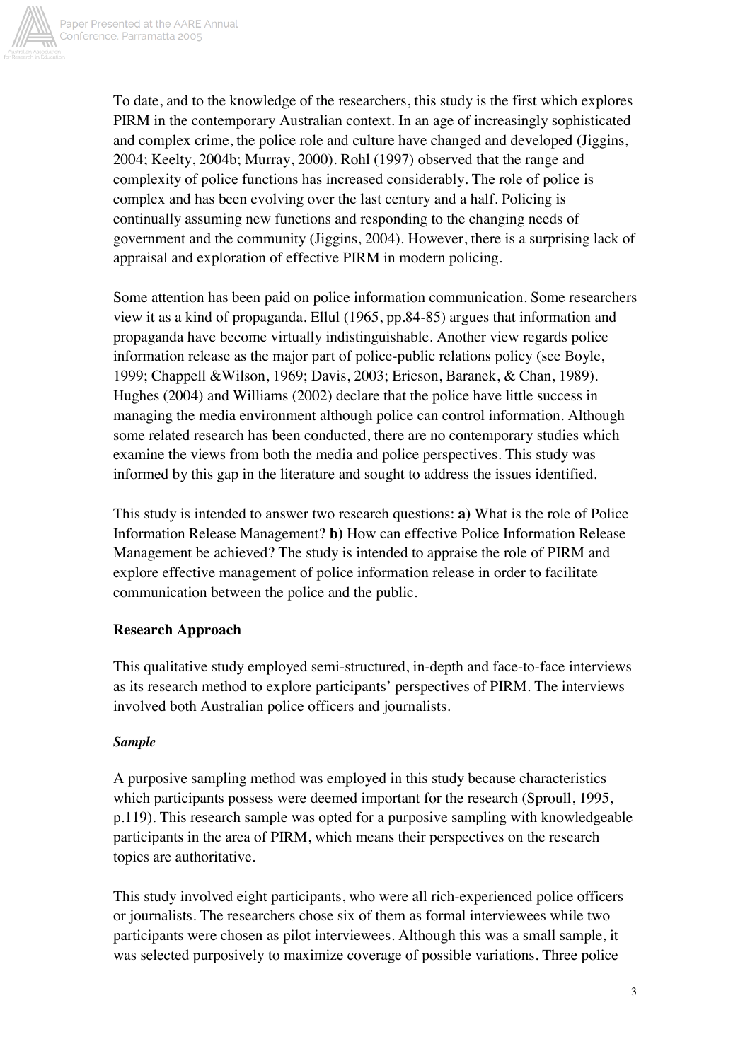To date, and to the knowledge of the researchers, this study is the first which explores PIRM in the contemporary Australian context. In an age of increasingly sophisticated and complex crime, the police role and culture have changed and developed (Jiggins, 2004; Keelty, 2004b; Murray, 2000). Rohl (1997) observed that the range and complexity of police functions has increased considerably. The role of police is complex and has been evolving over the last century and a half. Policing is continually assuming new functions and responding to the changing needs of government and the community (Jiggins, 2004). However, there is a surprising lack of appraisal and exploration of effective PIRM in modern policing.

Some attention has been paid on police information communication. Some researchers view it as a kind of propaganda. Ellul (1965, pp.84-85) argues that information and propaganda have become virtually indistinguishable. Another view regards police information release as the major part of police-public relations policy (see Boyle, 1999; Chappell &Wilson, 1969; Davis, 2003; Ericson, Baranek, & Chan, 1989). Hughes (2004) and Williams (2002) declare that the police have little success in managing the media environment although police can control information. Although some related research has been conducted, there are no contemporary studies which examine the views from both the media and police perspectives. This study was informed by this gap in the literature and sought to address the issues identified.

This study is intended to answer two research questions: **a)** What is the role of Police Information Release Management? **b)** How can effective Police Information Release Management be achieved? The study is intended to appraise the role of PIRM and explore effective management of police information release in order to facilitate communication between the police and the public.

## Research Approach

This qualitative study employed semi-structured, in-depth and face-to-face interviews as its research method to explore participants' perspectives of PIRM. The interviews involved both Australian police officers and journalists.

### *Sample*

A purposive sampling method was employed in this study because characteristics which participants possess were deemed important for the research (Sproull, 1995, p.119). This research sample was opted for a purposive sampling with knowledgeable participants in the area of PIRM, which means their perspectives on the research topics are authoritative.

This study involved eight participants, who were all rich-experienced police officers or journalists. The researchers chose six of them as formal interviewees while two participants were chosen as pilot interviewees. Although this was a small sample, it was selected purposively to maximize coverage of possible variations. Three police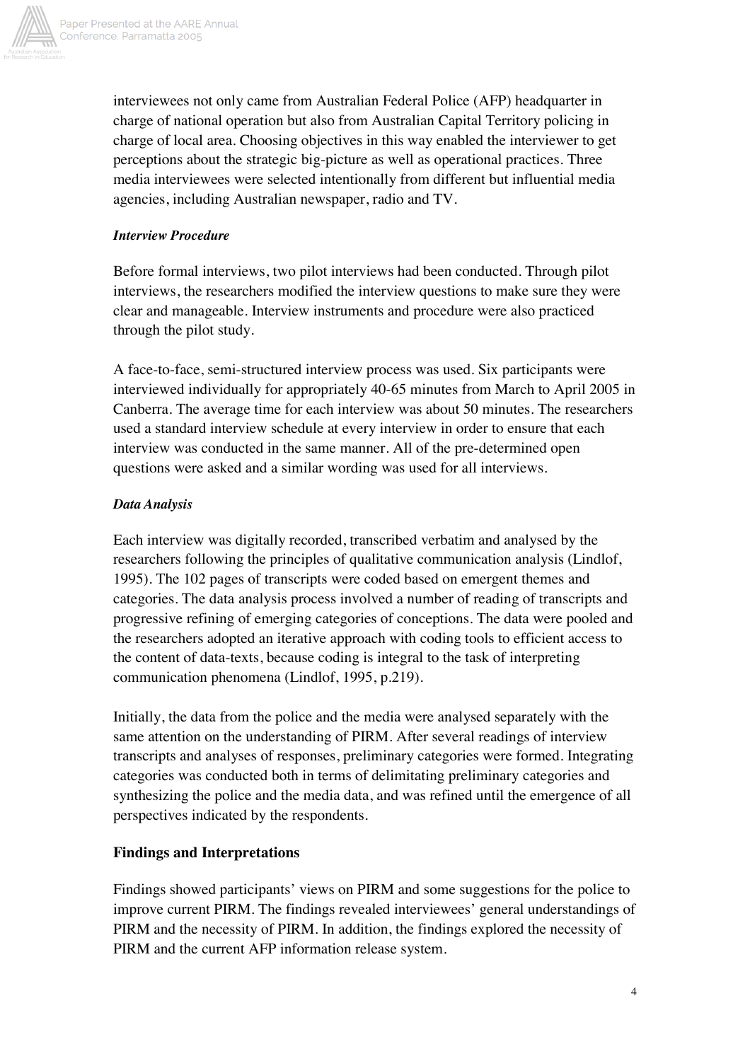interviewees not only came from Australian Federal Police (AFP) headquarter in charge of national operation but also from Australian Capital Territory policing in charge of local area. Choosing objectives in this way enabled the interviewer to get perceptions about the strategic big-picture as well as operational practices. Three media interviewees were selected intentionally from different but influential media agencies, including Australian newspaper, radio and TV.

***Interview Procedure***

Before formal interviews, two pilot interviews had been conducted. Through pilot interviews, the researchers modified the interview questions to make sure they were clear and manageable. Interview instruments and procedure were also practiced through the pilot study.

A face-to-face, semi-structured interview process was used. Six participants were interviewed individually for appropriately 40-65 minutes from March to April 2005 in Canberra. The average time for each interview was about 50 minutes. The researchers used a standard interview schedule at every interview in order to ensure that each interview was conducted in the same manner. All of the pre-determined open questions were asked and a similar wording was used for all interviews.

***Data Analysis***

Each interview was digitally recorded, transcribed verbatim and analysed by the researchers following the principles of qualitative communication analysis (Lindlof, 1995). The 102 pages of transcripts were coded based on emergent themes and categories. The data analysis process involved a number of reading of transcripts and progressive refining of emerging categories of conceptions. The data were pooled and the researchers adopted an iterative approach with coding tools to efficient access to the content of data-texts, because coding is integral to the task of interpreting communication phenomena (Lindlof, 1995, p.219).

Initially, the data from the police and the media were analysed separately with the same attention on the understanding of PIRM. After several readings of interview transcripts and analyses of responses, preliminary categories were formed. Integrating categories was conducted both in terms of delimitating preliminary categories and synthesizing the police and the media data, and was refined until the emergence of all perspectives indicated by the respondents.

## Findings and Interpretations

Findings showed participants' views on PIRM and some suggestions for the police to improve current PIRM. The findings revealed interviewees' general understandings of PIRM and the necessity of PIRM. In addition, the findings explored the necessity of PIRM and the current AFP information release system.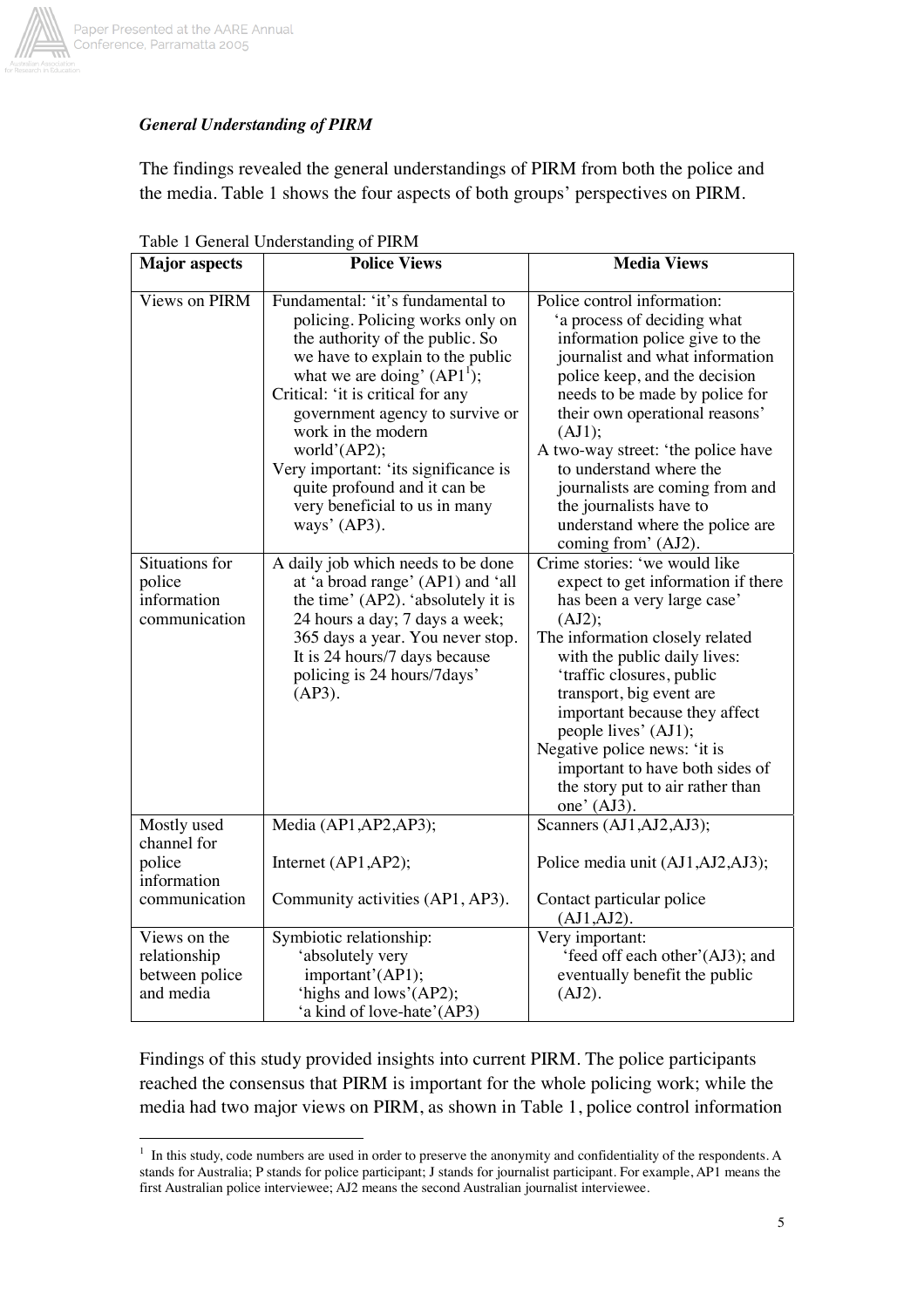### *General Understanding of PIRM*

The findings revealed the general understandings of PIRM from both the police and the media. Table 1 shows the four aspects of both groups' perspectives on PIRM.

Table 1 General Understanding of PIRM

| Major aspects | Police Views | Media Views |
|---|---|---|
| Views on PIRM | Fundamental: 'it's fundamental to policing. Policing works only on the authority of the public. So we have to explain to the public what we are doing' (AP1[1]); Critical: 'it is critical for any government agency to survive or work in the modern world'(AP2); Very important: 'its significance is quite profound and it can be very beneficial to us in many ways' (AP3). | Police control information: 'a process of deciding what information police give to the journalist and what information police keep, and the decision needs to be made by police for their own operational reasons' (AJ1); A two-way street: 'the police have to understand where the journalists are coming from and the journalists have to understand where the police are coming from' (AJ2). |
| Situations for police information communication | A daily job which needs to be done at 'a broad range' (AP1) and 'all the time' (AP2). 'absolutely it is 24 hours a day; 7 days a week; 365 days a year. You never stop. It is 24 hours/7 days because policing is 24 hours/7days' (AP3). | Crime stories: 'we would like expect to get information if there has been a very large case' (AJ2); The information closely related with the public daily lives: 'traffic closures, public transport, big event are important because they affect people lives' (AJ1); Negative police news: 'it is important to have both sides of the story put to air rather than one' (AJ3). |
| Mostly used channel for police information communication | Media (AP1,AP2,AP3); Internet (AP1,AP2); Community activities (AP1, AP3). | Scanners (AJ1,AJ2,AJ3); Police media unit (AJ1,AJ2,AJ3); Contact particular police (AJ1,AJ2). |
| Views on the relationship between police and media | Symbiotic relationship: 'absolutely very important'(AP1); 'highs and lows'(AP2); 'a kind of love-hate'(AP3) | Very important: 'feed off each other'(AJ3); and eventually benefit the public (AJ2). |

Findings of this study provided insights into current PIRM. The police participants reached the consensus that PIRM is important for the whole policing work; while the media had two major views on PIRM, as shown in Table 1, police control information

[1] In this study, code numbers are used in order to preserve the anonymity and confidentiality of the respondents. A stands for Australia; P stands for police participant; J stands for journalist participant. For example, AP1 means the first Australian police interviewee; AJ2 means the second Australian journalist interviewee.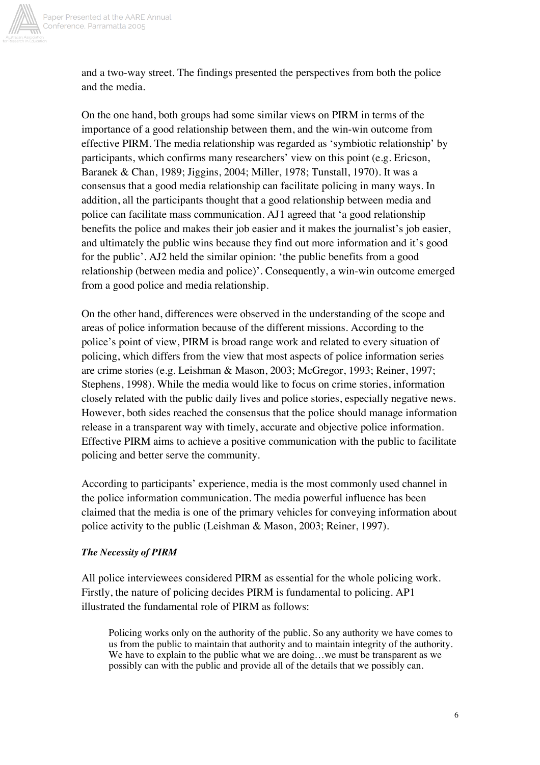and a two-way street. The findings presented the perspectives from both the police and the media.

On the one hand, both groups had some similar views on PIRM in terms of the importance of a good relationship between them, and the win-win outcome from effective PIRM. The media relationship was regarded as 'symbiotic relationship' by participants, which confirms many researchers' view on this point (e.g. Ericson, Baranek & Chan, 1989; Jiggins, 2004; Miller, 1978; Tunstall, 1970). It was a consensus that a good media relationship can facilitate policing in many ways. In addition, all the participants thought that a good relationship between media and police can facilitate mass communication. AJ1 agreed that 'a good relationship benefits the police and makes their job easier and it makes the journalist's job easier, and ultimately the public wins because they find out more information and it's good for the public'. AJ2 held the similar opinion: 'the public benefits from a good relationship (between media and police)'. Consequently, a win-win outcome emerged from a good police and media relationship.

On the other hand, differences were observed in the understanding of the scope and areas of police information because of the different missions. According to the police's point of view, PIRM is broad range work and related to every situation of policing, which differs from the view that most aspects of police information series are crime stories (e.g. Leishman & Mason, 2003; McGregor, 1993; Reiner, 1997; Stephens, 1998). While the media would like to focus on crime stories, information closely related with the public daily lives and police stories, especially negative news. However, both sides reached the consensus that the police should manage information release in a transparent way with timely, accurate and objective police information. Effective PIRM aims to achieve a positive communication with the public to facilitate policing and better serve the community.

According to participants' experience, media is the most commonly used channel in the police information communication. The media powerful influence has been claimed that the media is one of the primary vehicles for conveying information about police activity to the public (Leishman & Mason, 2003; Reiner, 1997).

***The Necessity of PIRM***

All police interviewees considered PIRM as essential for the whole policing work. Firstly, the nature of policing decides PIRM is fundamental to policing. AP1 illustrated the fundamental role of PIRM as follows:

> Policing works only on the authority of the public. So any authority we have comes to us from the public to maintain that authority and to maintain integrity of the authority. We have to explain to the public what we are doing…we must be transparent as we possibly can with the public and provide all of the details that we possibly can.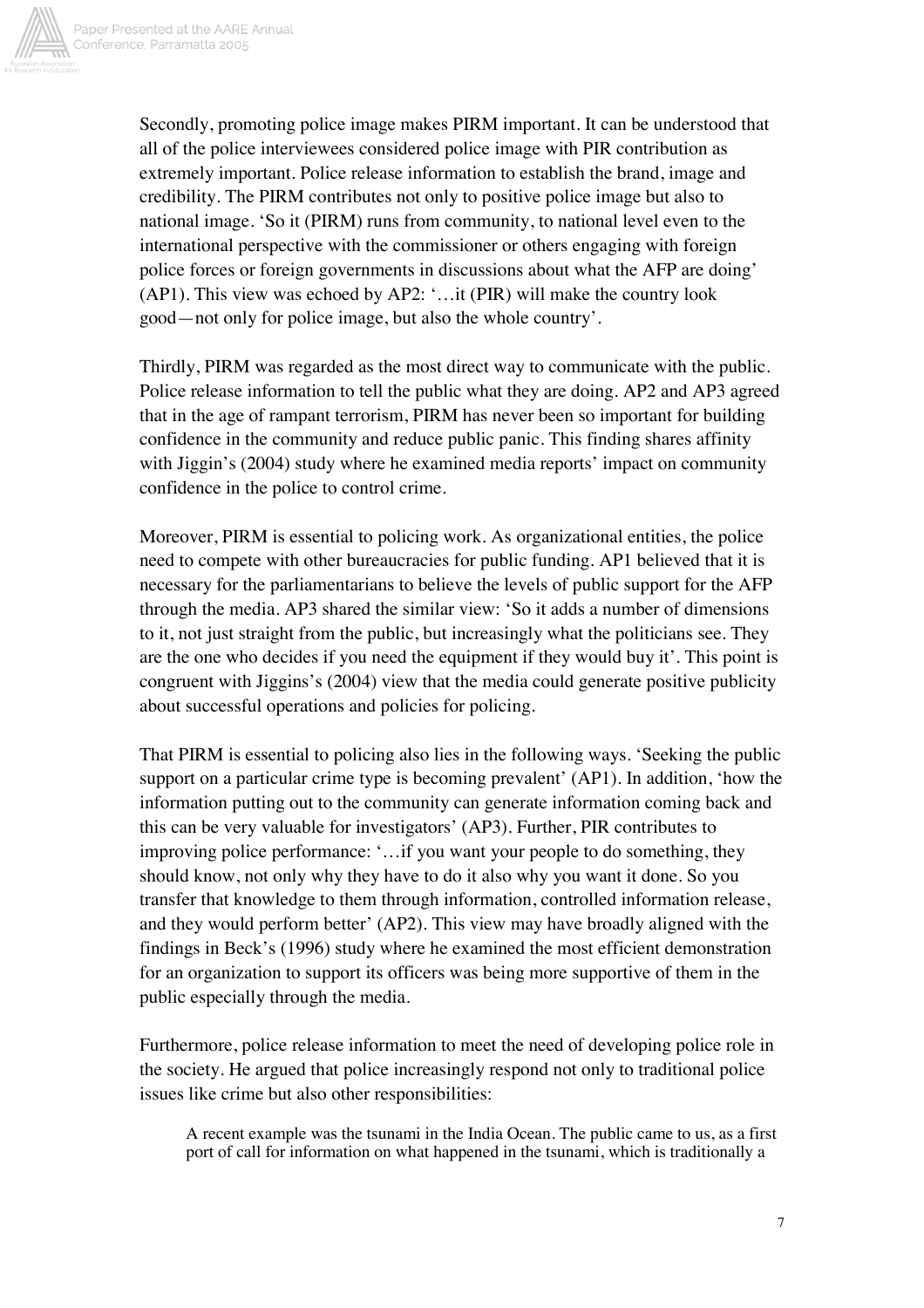Secondly, promoting police image makes PIRM important. It can be understood that all of the police interviewees considered police image with PIR contribution as extremely important. Police release information to establish the brand, image and credibility. The PIRM contributes not only to positive police image but also to national image. 'So it (PIRM) runs from community, to national level even to the international perspective with the commissioner or others engaging with foreign police forces or foreign governments in discussions about what the AFP are doing' (AP1). This view was echoed by AP2: '…it (PIR) will make the country look good—not only for police image, but also the whole country'.

Thirdly, PIRM was regarded as the most direct way to communicate with the public. Police release information to tell the public what they are doing. AP2 and AP3 agreed that in the age of rampant terrorism, PIRM has never been so important for building confidence in the community and reduce public panic. This finding shares affinity with Jiggin's (2004) study where he examined media reports' impact on community confidence in the police to control crime.

Moreover, PIRM is essential to policing work. As organizational entities, the police need to compete with other bureaucracies for public funding. AP1 believed that it is necessary for the parliamentarians to believe the levels of public support for the AFP through the media. AP3 shared the similar view: 'So it adds a number of dimensions to it, not just straight from the public, but increasingly what the politicians see. They are the one who decides if you need the equipment if they would buy it'. This point is congruent with Jiggins's (2004) view that the media could generate positive publicity about successful operations and policies for policing.

That PIRM is essential to policing also lies in the following ways. 'Seeking the public support on a particular crime type is becoming prevalent' (AP1). In addition, 'how the information putting out to the community can generate information coming back and this can be very valuable for investigators' (AP3). Further, PIR contributes to improving police performance: '…if you want your people to do something, they should know, not only why they have to do it also why you want it done. So you transfer that knowledge to them through information, controlled information release, and they would perform better' (AP2). This view may have broadly aligned with the findings in Beck's (1996) study where he examined the most efficient demonstration for an organization to support its officers was being more supportive of them in the public especially through the media.

Furthermore, police release information to meet the need of developing police role in the society. He argued that police increasingly respond not only to traditional police issues like crime but also other responsibilities:

> A recent example was the tsunami in the India Ocean. The public came to us, as a first port of call for information on what happened in the tsunami, which is traditionally a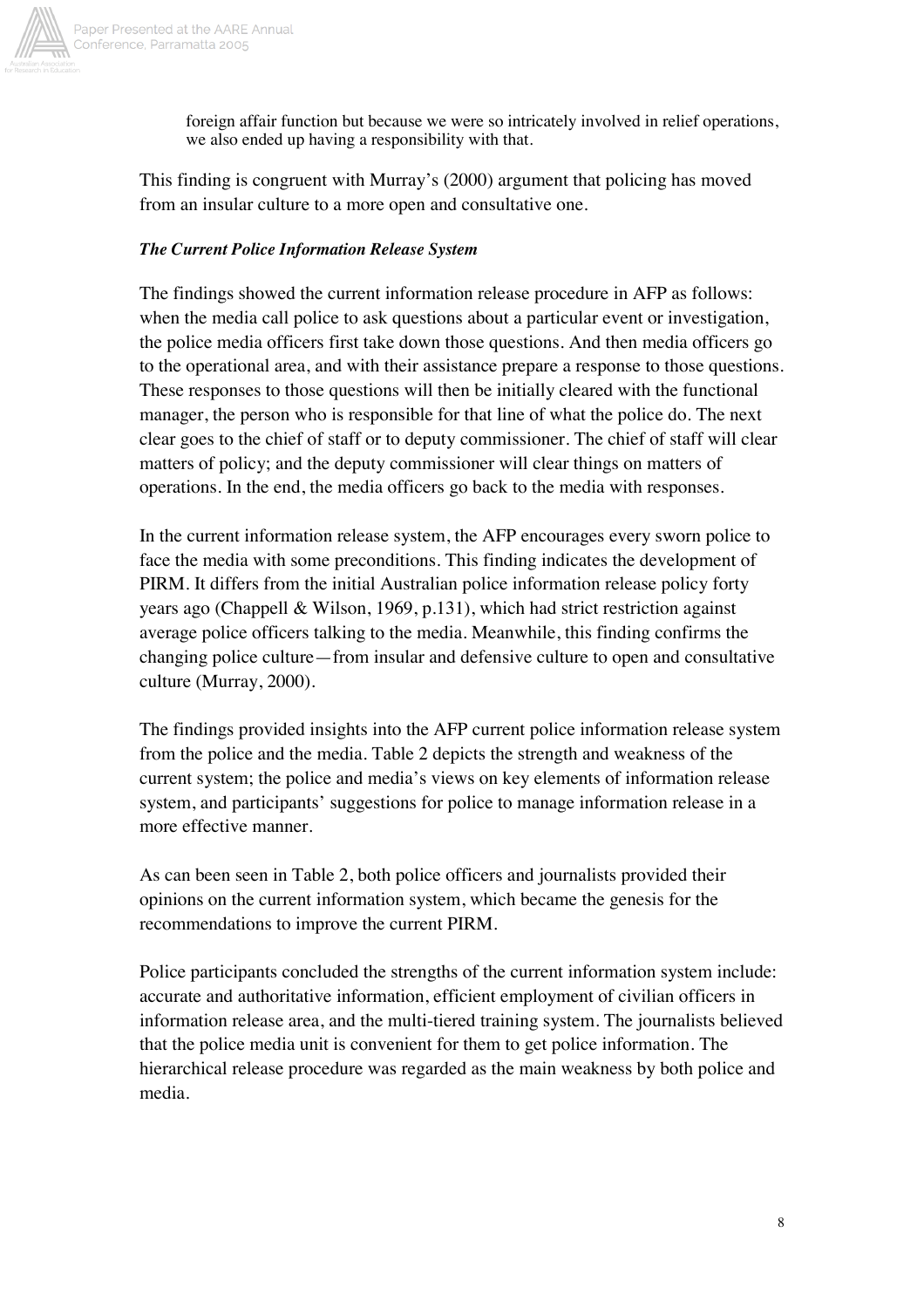> foreign affair function but because we were so intricately involved in relief operations, we also ended up having a responsibility with that.

This finding is congruent with Murray's (2000) argument that policing has moved from an insular culture to a more open and consultative one.

***The Current Police Information Release System***

The findings showed the current information release procedure in AFP as follows: when the media call police to ask questions about a particular event or investigation, the police media officers first take down those questions. And then media officers go to the operational area, and with their assistance prepare a response to those questions. These responses to those questions will then be initially cleared with the functional manager, the person who is responsible for that line of what the police do. The next clear goes to the chief of staff or to deputy commissioner. The chief of staff will clear matters of policy; and the deputy commissioner will clear things on matters of operations. In the end, the media officers go back to the media with responses.

In the current information release system, the AFP encourages every sworn police to face the media with some preconditions. This finding indicates the development of PIRM. It differs from the initial Australian police information release policy forty years ago (Chappell & Wilson, 1969, p.131), which had strict restriction against average police officers talking to the media. Meanwhile, this finding confirms the changing police culture—from insular and defensive culture to open and consultative culture (Murray, 2000).

The findings provided insights into the AFP current police information release system from the police and the media. Table 2 depicts the strength and weakness of the current system; the police and media's views on key elements of information release system, and participants' suggestions for police to manage information release in a more effective manner.

As can been seen in Table 2, both police officers and journalists provided their opinions on the current information system, which became the genesis for the recommendations to improve the current PIRM.

Police participants concluded the strengths of the current information system include: accurate and authoritative information, efficient employment of civilian officers in information release area, and the multi-tiered training system. The journalists believed that the police media unit is convenient for them to get police information. The hierarchical release procedure was regarded as the main weakness by both police and media.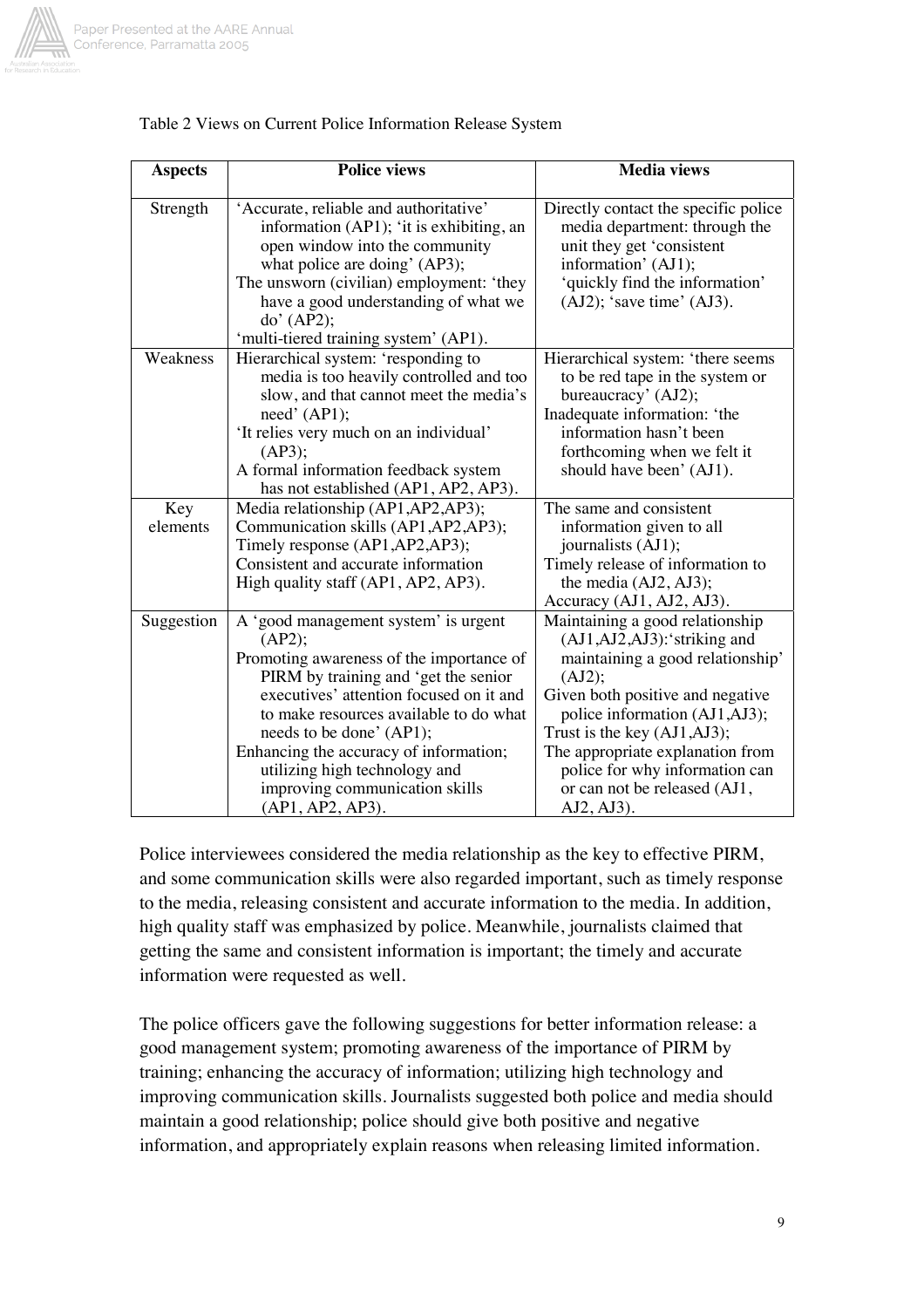Table 2 Views on Current Police Information Release System

| Aspects | Police views | Media views |
|---|---|---|
| Strength | 'Accurate, reliable and authoritative' information (AP1); 'it is exhibiting, an open window into the community what police are doing' (AP3); The unsworn (civilian) employment: 'they have a good understanding of what we do' (AP2); 'multi-tiered training system' (AP1). | Directly contact the specific police media department: through the unit they get 'consistent information' (AJ1); 'quickly find the information' (AJ2); 'save time' (AJ3). |
| Weakness | Hierarchical system: 'responding to media is too heavily controlled and too slow, and that cannot meet the media's need' (AP1); 'It relies very much on an individual' (AP3); A formal information feedback system has not established (AP1, AP2, AP3). | Hierarchical system: 'there seems to be red tape in the system or bureaucracy' (AJ2); Inadequate information: 'the information hasn't been forthcoming when we felt it should have been' (AJ1). |
| Key elements | Media relationship (AP1,AP2,AP3); Communication skills (AP1,AP2,AP3); Timely response (AP1,AP2,AP3); Consistent and accurate information High quality staff (AP1, AP2, AP3). | The same and consistent information given to all journalists (AJ1); Timely release of information to the media (AJ2, AJ3); Accuracy (AJ1, AJ2, AJ3). |
| Suggestion | A 'good management system' is urgent (AP2); Promoting awareness of the importance of PIRM by training and 'get the senior executives' attention focused on it and to make resources available to do what needs to be done' (AP1); Enhancing the accuracy of information; utilizing high technology and improving communication skills (AP1, AP2, AP3). | Maintaining a good relationship (AJ1,AJ2,AJ3):'striking and maintaining a good relationship' (AJ2); Given both positive and negative police information (AJ1,AJ3); Trust is the key (AJ1,AJ3); The appropriate explanation from police for why information can or can not be released (AJ1, AJ2, AJ3). |

Police interviewees considered the media relationship as the key to effective PIRM, and some communication skills were also regarded important, such as timely response to the media, releasing consistent and accurate information to the media. In addition, high quality staff was emphasized by police. Meanwhile, journalists claimed that getting the same and consistent information is important; the timely and accurate information were requested as well.

The police officers gave the following suggestions for better information release: a good management system; promoting awareness of the importance of PIRM by training; enhancing the accuracy of information; utilizing high technology and improving communication skills. Journalists suggested both police and media should maintain a good relationship; police should give both positive and negative information, and appropriately explain reasons when releasing limited information.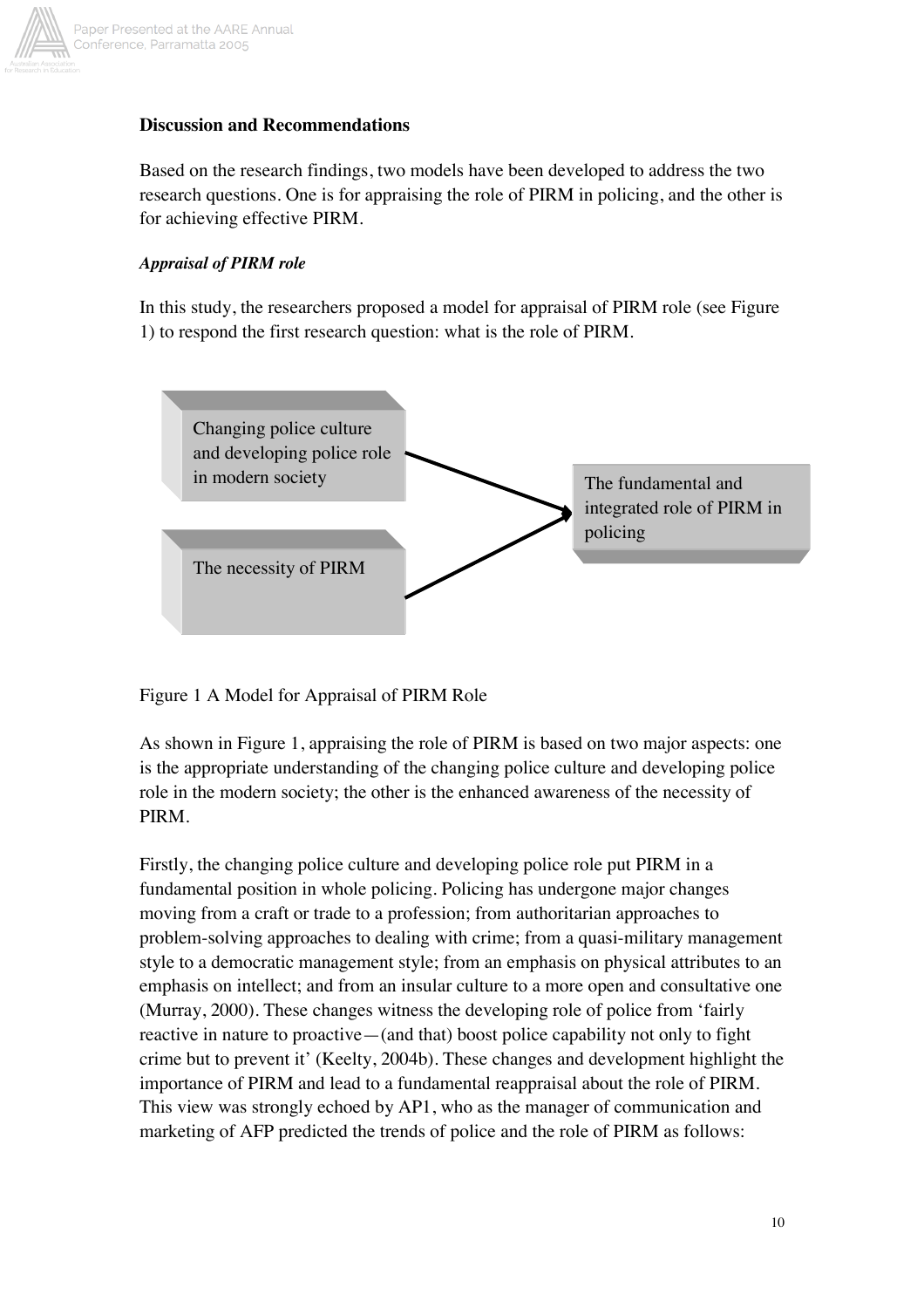## Discussion and Recommendations

Based on the research findings, two models have been developed to address the two research questions. One is for appraising the role of PIRM in policing, and the other is for achieving effective PIRM.

### *Appraisal of PIRM role*

In this study, the researchers proposed a model for appraisal of PIRM role (see Figure 1) to respond the first research question: what is the role of PIRM.

Changing police culture and developing police role in modern society

The necessity of PIRM

The fundamental and integrated role of PIRM in policing

Figure 1 A Model for Appraisal of PIRM Role

As shown in Figure 1, appraising the role of PIRM is based on two major aspects: one is the appropriate understanding of the changing police culture and developing police role in the modern society; the other is the enhanced awareness of the necessity of PIRM.

Firstly, the changing police culture and developing police role put PIRM in a fundamental position in whole policing. Policing has undergone major changes moving from a craft or trade to a profession; from authoritarian approaches to problem-solving approaches to dealing with crime; from a quasi-military management style to a democratic management style; from an emphasis on physical attributes to an emphasis on intellect; and from an insular culture to a more open and consultative one (Murray, 2000). These changes witness the developing role of police from 'fairly reactive in nature to proactive—(and that) boost police capability not only to fight crime but to prevent it' (Keelty, 2004b). These changes and development highlight the importance of PIRM and lead to a fundamental reappraisal about the role of PIRM. This view was strongly echoed by AP1, who as the manager of communication and marketing of AFP predicted the trends of police and the role of PIRM as follows: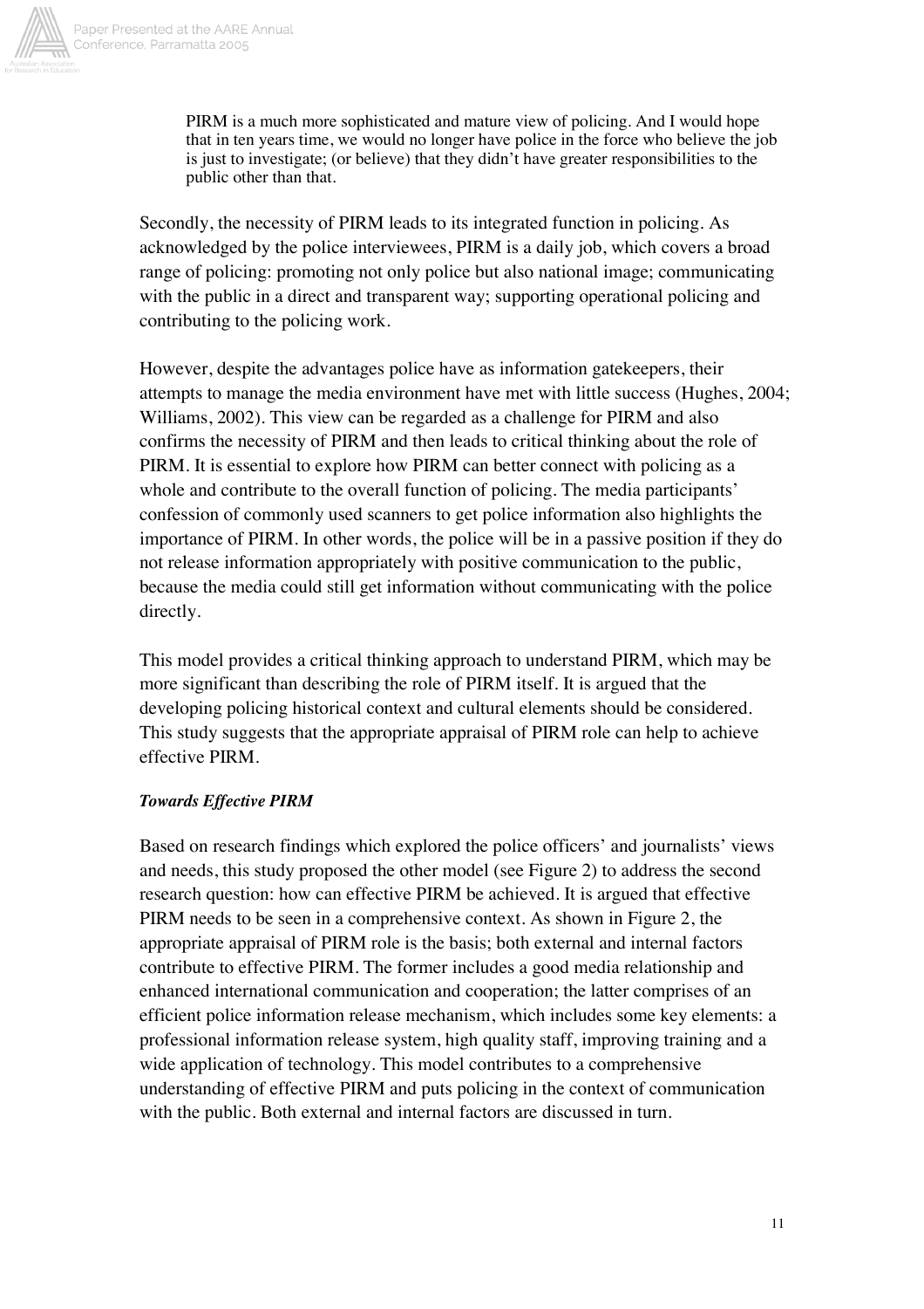> PIRM is a much more sophisticated and mature view of policing. And I would hope that in ten years time, we would no longer have police in the force who believe the job is just to investigate; (or believe) that they didn't have greater responsibilities to the public other than that.

Secondly, the necessity of PIRM leads to its integrated function in policing. As acknowledged by the police interviewees, PIRM is a daily job, which covers a broad range of policing: promoting not only police but also national image; communicating with the public in a direct and transparent way; supporting operational policing and contributing to the policing work.

However, despite the advantages police have as information gatekeepers, their attempts to manage the media environment have met with little success (Hughes, 2004; Williams, 2002). This view can be regarded as a challenge for PIRM and also confirms the necessity of PIRM and then leads to critical thinking about the role of PIRM. It is essential to explore how PIRM can better connect with policing as a whole and contribute to the overall function of policing. The media participants' confession of commonly used scanners to get police information also highlights the importance of PIRM. In other words, the police will be in a passive position if they do not release information appropriately with positive communication to the public, because the media could still get information without communicating with the police directly.

This model provides a critical thinking approach to understand PIRM, which may be more significant than describing the role of PIRM itself. It is argued that the developing policing historical context and cultural elements should be considered. This study suggests that the appropriate appraisal of PIRM role can help to achieve effective PIRM.

***Towards Effective PIRM***

Based on research findings which explored the police officers' and journalists' views and needs, this study proposed the other model (see Figure 2) to address the second research question: how can effective PIRM be achieved. It is argued that effective PIRM needs to be seen in a comprehensive context. As shown in Figure 2, the appropriate appraisal of PIRM role is the basis; both external and internal factors contribute to effective PIRM. The former includes a good media relationship and enhanced international communication and cooperation; the latter comprises of an efficient police information release mechanism, which includes some key elements: a professional information release system, high quality staff, improving training and a wide application of technology. This model contributes to a comprehensive understanding of effective PIRM and puts policing in the context of communication with the public. Both external and internal factors are discussed in turn.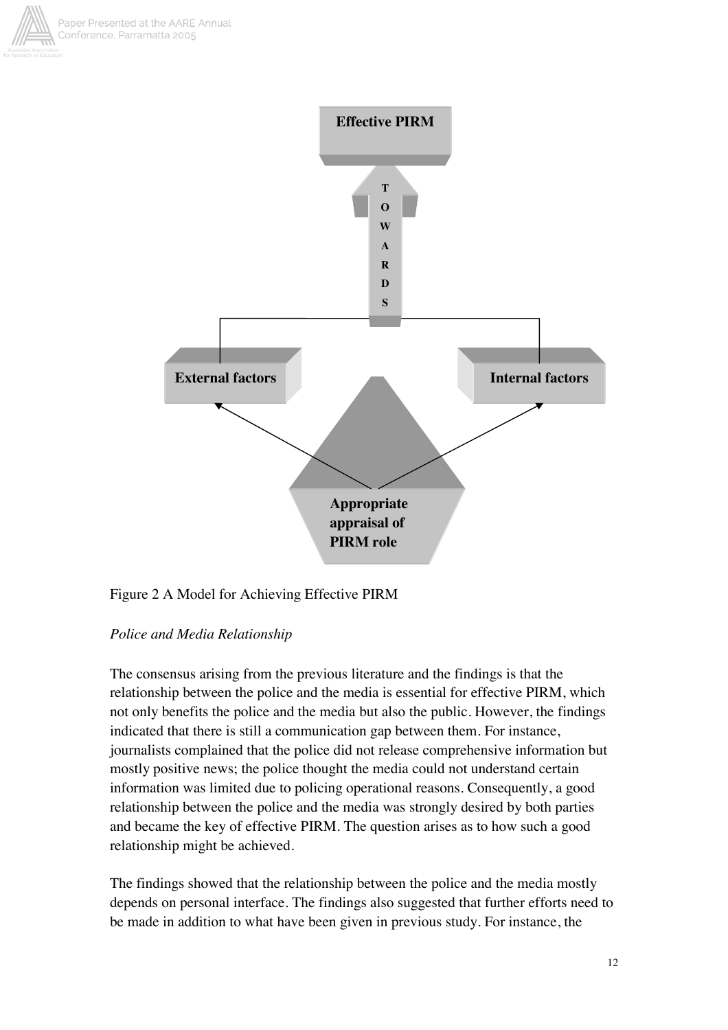Effective PIRM

TOWARDS

External factors

Internal factors

Appropriate appraisal of PIRM role

Figure 2 A Model for Achieving Effective PIRM

*Police and Media Relationship*

The consensus arising from the previous literature and the findings is that the relationship between the police and the media is essential for effective PIRM, which not only benefits the police and the media but also the public. However, the findings indicated that there is still a communication gap between them. For instance, journalists complained that the police did not release comprehensive information but mostly positive news; the police thought the media could not understand certain information was limited due to policing operational reasons. Consequently, a good relationship between the police and the media was strongly desired by both parties and became the key of effective PIRM. The question arises as to how such a good relationship might be achieved.

The findings showed that the relationship between the police and the media mostly depends on personal interface. The findings also suggested that further efforts need to be made in addition to what have been given in previous study. For instance, the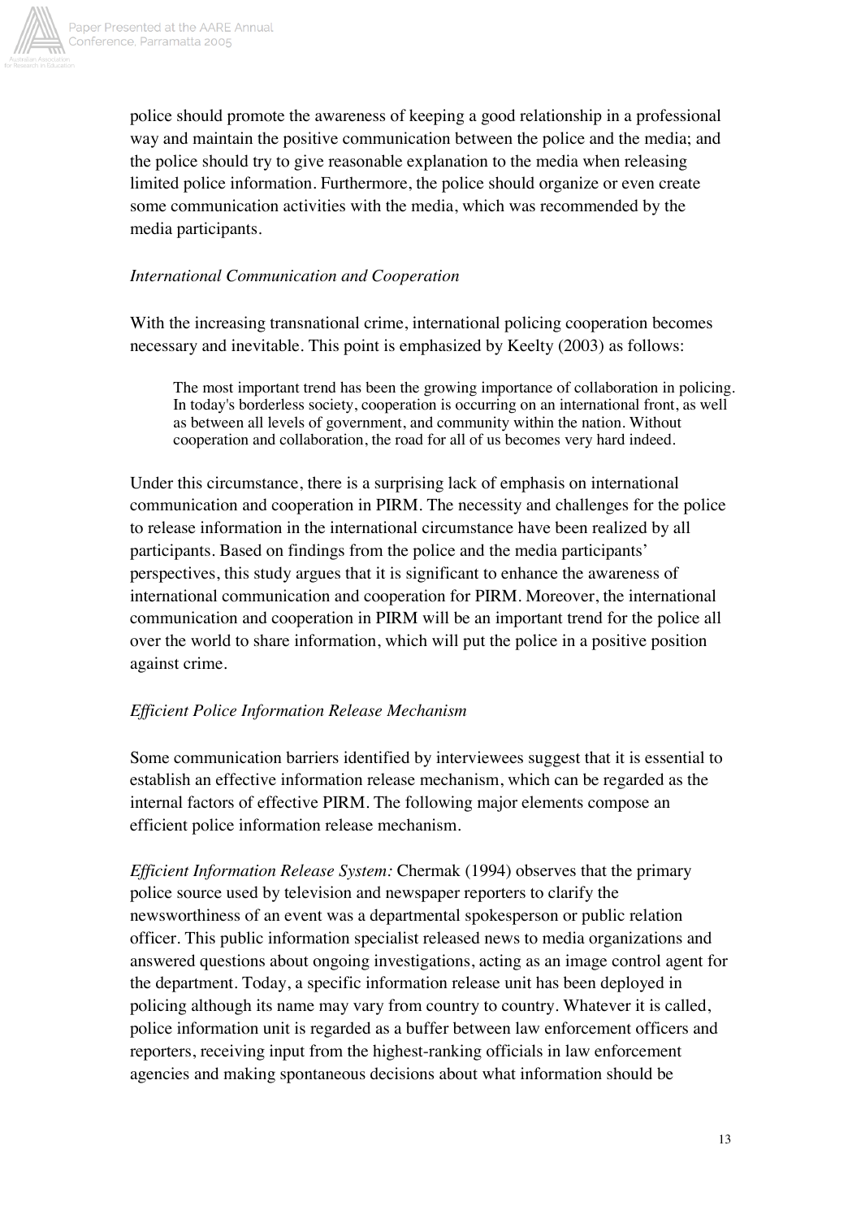police should promote the awareness of keeping a good relationship in a professional way and maintain the positive communication between the police and the media; and the police should try to give reasonable explanation to the media when releasing limited police information. Furthermore, the police should organize or even create some communication activities with the media, which was recommended by the media participants.

*International Communication and Cooperation*

With the increasing transnational crime, international policing cooperation becomes necessary and inevitable. This point is emphasized by Keelty (2003) as follows:

> The most important trend has been the growing importance of collaboration in policing. In today's borderless society, cooperation is occurring on an international front, as well as between all levels of government, and community within the nation. Without cooperation and collaboration, the road for all of us becomes very hard indeed.

Under this circumstance, there is a surprising lack of emphasis on international communication and cooperation in PIRM. The necessity and challenges for the police to release information in the international circumstance have been realized by all participants. Based on findings from the police and the media participants' perspectives, this study argues that it is significant to enhance the awareness of international communication and cooperation for PIRM. Moreover, the international communication and cooperation in PIRM will be an important trend for the police all over the world to share information, which will put the police in a positive position against crime.

*Efficient Police Information Release Mechanism*

Some communication barriers identified by interviewees suggest that it is essential to establish an effective information release mechanism, which can be regarded as the internal factors of effective PIRM. The following major elements compose an efficient police information release mechanism.

*Efficient Information Release System:* Chermak (1994) observes that the primary police source used by television and newspaper reporters to clarify the newsworthiness of an event was a departmental spokesperson or public relation officer. This public information specialist released news to media organizations and answered questions about ongoing investigations, acting as an image control agent for the department. Today, a specific information release unit has been deployed in policing although its name may vary from country to country. Whatever it is called, police information unit is regarded as a buffer between law enforcement officers and reporters, receiving input from the highest-ranking officials in law enforcement agencies and making spontaneous decisions about what information should be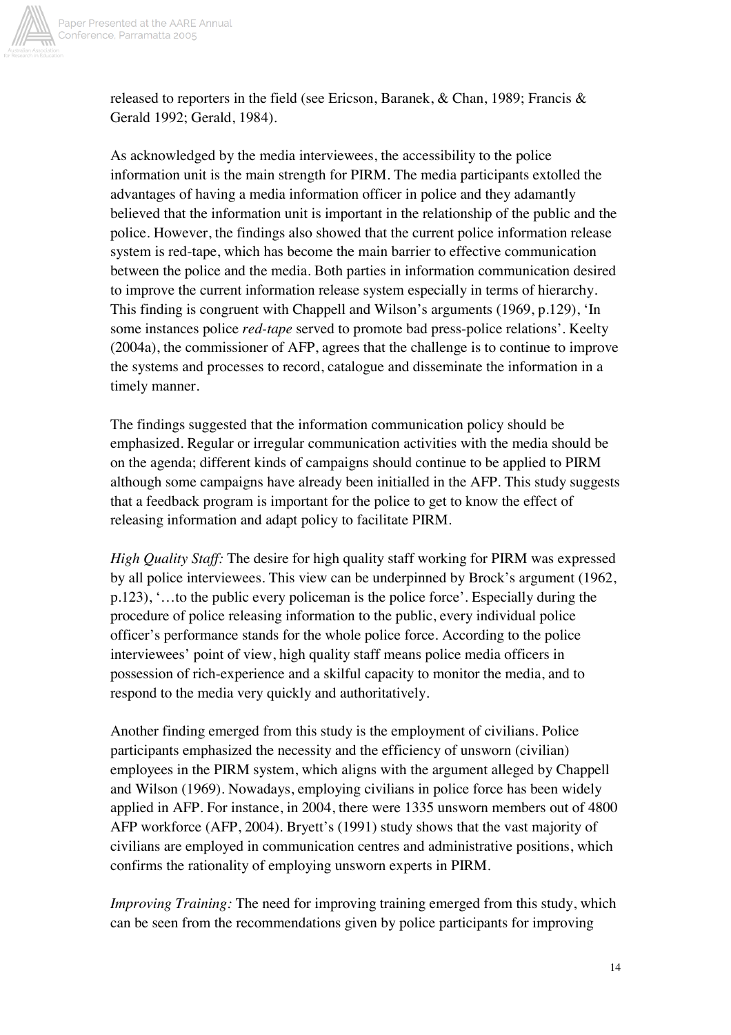released to reporters in the field (see Ericson, Baranek, & Chan, 1989; Francis & Gerald 1992; Gerald, 1984).

As acknowledged by the media interviewees, the accessibility to the police information unit is the main strength for PIRM. The media participants extolled the advantages of having a media information officer in police and they adamantly believed that the information unit is important in the relationship of the public and the police. However, the findings also showed that the current police information release system is red-tape, which has become the main barrier to effective communication between the police and the media. Both parties in information communication desired to improve the current information release system especially in terms of hierarchy. This finding is congruent with Chappell and Wilson's arguments (1969, p.129), 'In some instances police *red-tape* served to promote bad press-police relations'. Keelty (2004a), the commissioner of AFP, agrees that the challenge is to continue to improve the systems and processes to record, catalogue and disseminate the information in a timely manner.

The findings suggested that the information communication policy should be emphasized. Regular or irregular communication activities with the media should be on the agenda; different kinds of campaigns should continue to be applied to PIRM although some campaigns have already been initialled in the AFP. This study suggests that a feedback program is important for the police to get to know the effect of releasing information and adapt policy to facilitate PIRM.

*High Quality Staff:* The desire for high quality staff working for PIRM was expressed by all police interviewees. This view can be underpinned by Brock's argument (1962, p.123), '…to the public every policeman is the police force'. Especially during the procedure of police releasing information to the public, every individual police officer's performance stands for the whole police force. According to the police interviewees' point of view, high quality staff means police media officers in possession of rich-experience and a skilful capacity to monitor the media, and to respond to the media very quickly and authoritatively.

Another finding emerged from this study is the employment of civilians. Police participants emphasized the necessity and the efficiency of unsworn (civilian) employees in the PIRM system, which aligns with the argument alleged by Chappell and Wilson (1969). Nowadays, employing civilians in police force has been widely applied in AFP. For instance, in 2004, there were 1335 unsworn members out of 4800 AFP workforce (AFP, 2004). Bryett's (1991) study shows that the vast majority of civilians are employed in communication centres and administrative positions, which confirms the rationality of employing unsworn experts in PIRM.

*Improving Training:* The need for improving training emerged from this study, which can be seen from the recommendations given by police participants for improving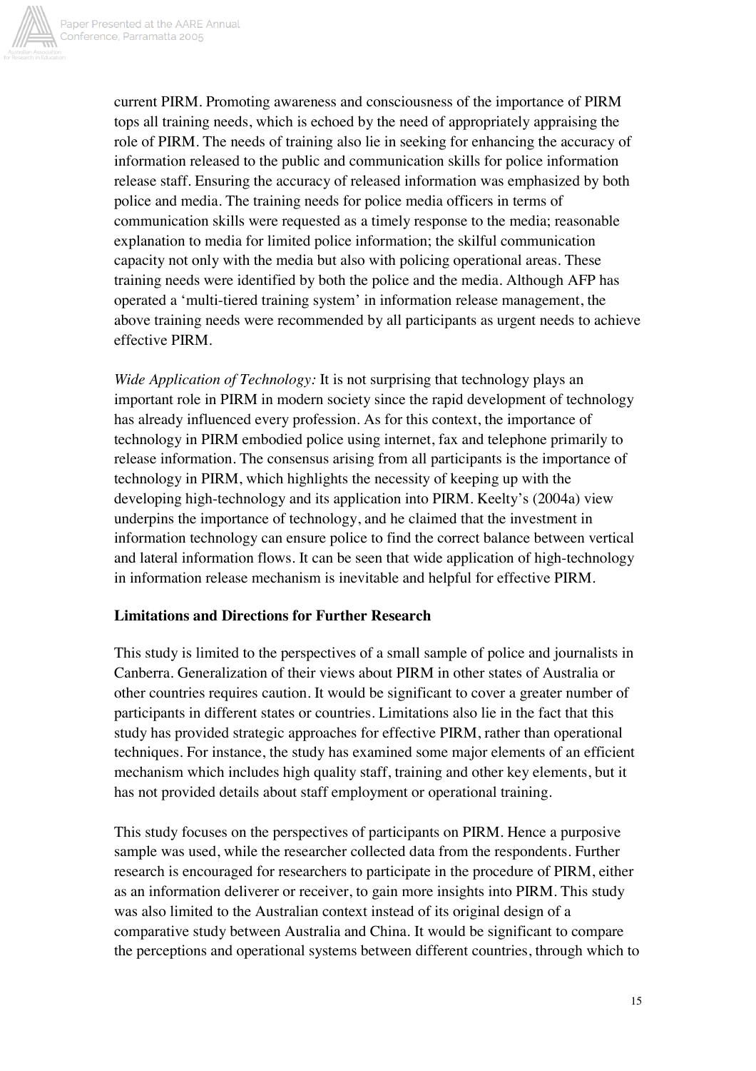current PIRM. Promoting awareness and consciousness of the importance of PIRM tops all training needs, which is echoed by the need of appropriately appraising the role of PIRM. The needs of training also lie in seeking for enhancing the accuracy of information released to the public and communication skills for police information release staff. Ensuring the accuracy of released information was emphasized by both police and media. The training needs for police media officers in terms of communication skills were requested as a timely response to the media; reasonable explanation to media for limited police information; the skilful communication capacity not only with the media but also with policing operational areas. These training needs were identified by both the police and the media. Although AFP has operated a 'multi-tiered training system' in information release management, the above training needs were recommended by all participants as urgent needs to achieve effective PIRM.

*Wide Application of Technology:* It is not surprising that technology plays an important role in PIRM in modern society since the rapid development of technology has already influenced every profession. As for this context, the importance of technology in PIRM embodied police using internet, fax and telephone primarily to release information. The consensus arising from all participants is the importance of technology in PIRM, which highlights the necessity of keeping up with the developing high-technology and its application into PIRM. Keelty's (2004a) view underpins the importance of technology, and he claimed that the investment in information technology can ensure police to find the correct balance between vertical and lateral information flows. It can be seen that wide application of high-technology in information release mechanism is inevitable and helpful for effective PIRM.

**Limitations and Directions for Further Research**

This study is limited to the perspectives of a small sample of police and journalists in Canberra. Generalization of their views about PIRM in other states of Australia or other countries requires caution. It would be significant to cover a greater number of participants in different states or countries. Limitations also lie in the fact that this study has provided strategic approaches for effective PIRM, rather than operational techniques. For instance, the study has examined some major elements of an efficient mechanism which includes high quality staff, training and other key elements, but it has not provided details about staff employment or operational training.

This study focuses on the perspectives of participants on PIRM. Hence a purposive sample was used, while the researcher collected data from the respondents. Further research is encouraged for researchers to participate in the procedure of PIRM, either as an information deliverer or receiver, to gain more insights into PIRM. This study was also limited to the Australian context instead of its original design of a comparative study between Australia and China. It would be significant to compare the perceptions and operational systems between different countries, through which to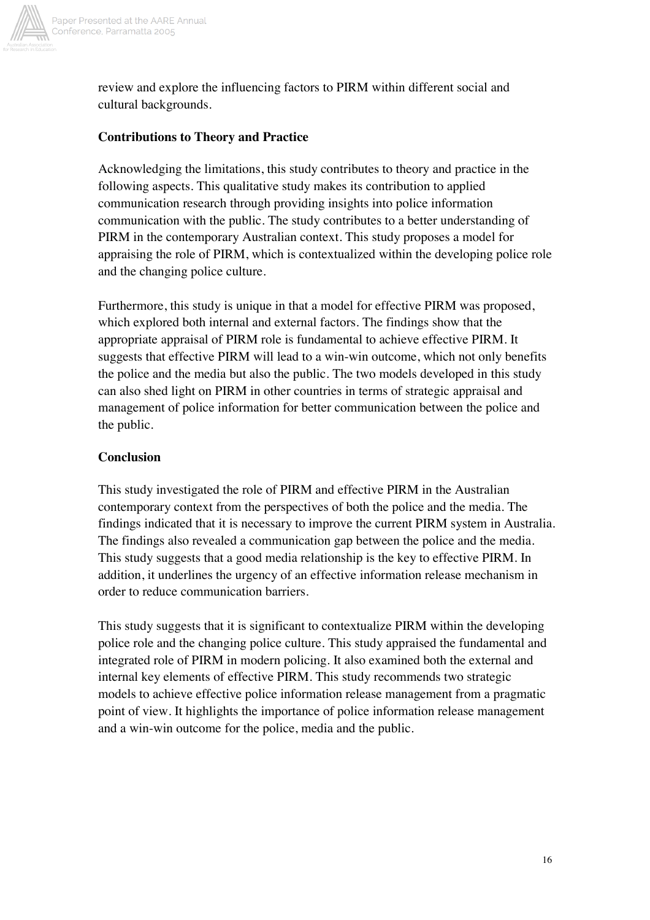review and explore the influencing factors to PIRM within different social and cultural backgrounds.

### Contributions to Theory and Practice

Acknowledging the limitations, this study contributes to theory and practice in the following aspects. This qualitative study makes its contribution to applied communication research through providing insights into police information communication with the public. The study contributes to a better understanding of PIRM in the contemporary Australian context. This study proposes a model for appraising the role of PIRM, which is contextualized within the developing police role and the changing police culture.

Furthermore, this study is unique in that a model for effective PIRM was proposed, which explored both internal and external factors. The findings show that the appropriate appraisal of PIRM role is fundamental to achieve effective PIRM. It suggests that effective PIRM will lead to a win-win outcome, which not only benefits the police and the media but also the public. The two models developed in this study can also shed light on PIRM in other countries in terms of strategic appraisal and management of police information for better communication between the police and the public.

### Conclusion

This study investigated the role of PIRM and effective PIRM in the Australian contemporary context from the perspectives of both the police and the media. The findings indicated that it is necessary to improve the current PIRM system in Australia. The findings also revealed a communication gap between the police and the media. This study suggests that a good media relationship is the key to effective PIRM. In addition, it underlines the urgency of an effective information release mechanism in order to reduce communication barriers.

This study suggests that it is significant to contextualize PIRM within the developing police role and the changing police culture. This study appraised the fundamental and integrated role of PIRM in modern policing. It also examined both the external and internal key elements of effective PIRM. This study recommends two strategic models to achieve effective police information release management from a pragmatic point of view. It highlights the importance of police information release management and a win-win outcome for the police, media and the public.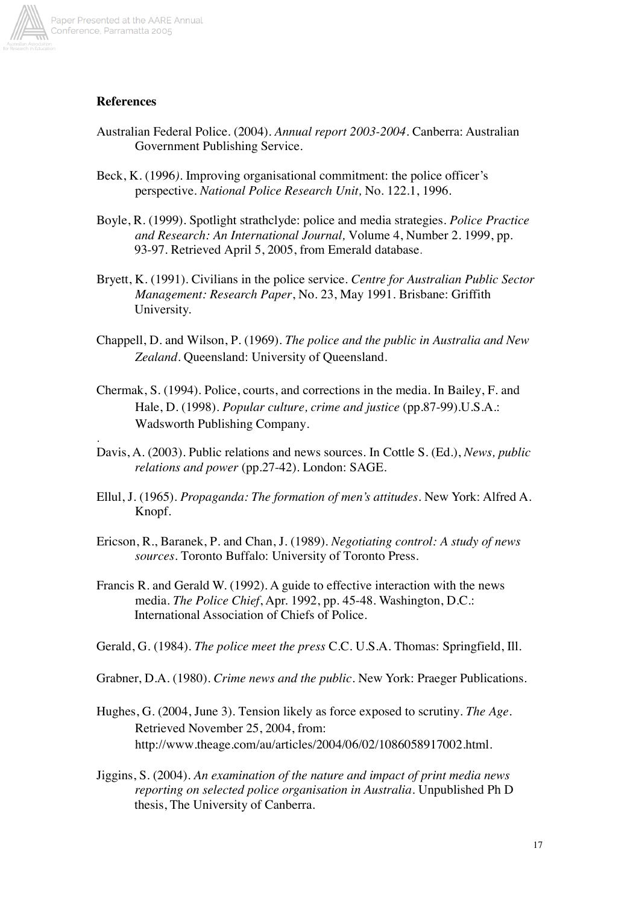**References**

Australian Federal Police. (2004). *Annual report 2003-2004*. Canberra: Australian Government Publishing Service.

Beck, K. (1996). Improving organisational commitment: the police officer's perspective. *National Police Research Unit,* No. 122.1, 1996.

Boyle, R. (1999). Spotlight strathclyde: police and media strategies. *Police Practice and Research: An International Journal,* Volume 4, Number 2. 1999, pp. 93-97. Retrieved April 5, 2005, from Emerald database.

Bryett, K. (1991). Civilians in the police service. *Centre for Australian Public Sector Management: Research Paper*, No. 23, May 1991. Brisbane: Griffith University.

Chappell, D. and Wilson, P. (1969). *The police and the public in Australia and New Zealand*. Queensland: University of Queensland.

Chermak, S. (1994). Police, courts, and corrections in the media. In Bailey, F. and Hale, D. (1998). *Popular culture, crime and justice* (pp.87-99).U.S.A.: Wadsworth Publishing Company.

.

Davis, A. (2003). Public relations and news sources. In Cottle S. (Ed.), *News, public relations and power* (pp.27-42). London: SAGE.

Ellul, J. (1965). *Propaganda: The formation of men's attitudes*. New York: Alfred A. Knopf.

Ericson, R., Baranek, P. and Chan, J. (1989). *Negotiating control: A study of news sources*. Toronto Buffalo: University of Toronto Press.

Francis R. and Gerald W. (1992). A guide to effective interaction with the news media. *The Police Chief*, Apr. 1992, pp. 45-48. Washington, D.C.: International Association of Chiefs of Police.

Gerald, G. (1984). *The police meet the press* C.C. U.S.A. Thomas: Springfield, Ill.

Grabner, D.A. (1980). *Crime news and the public*. New York: Praeger Publications.

Hughes, G. (2004, June 3). Tension likely as force exposed to scrutiny. *The Age*. Retrieved November 25, 2004, from: http://www.theage.com/au/articles/2004/06/02/1086058917002.html.

Jiggins, S. (2004). *An examination of the nature and impact of print media news reporting on selected police organisation in Australia*. Unpublished Ph D thesis, The University of Canberra.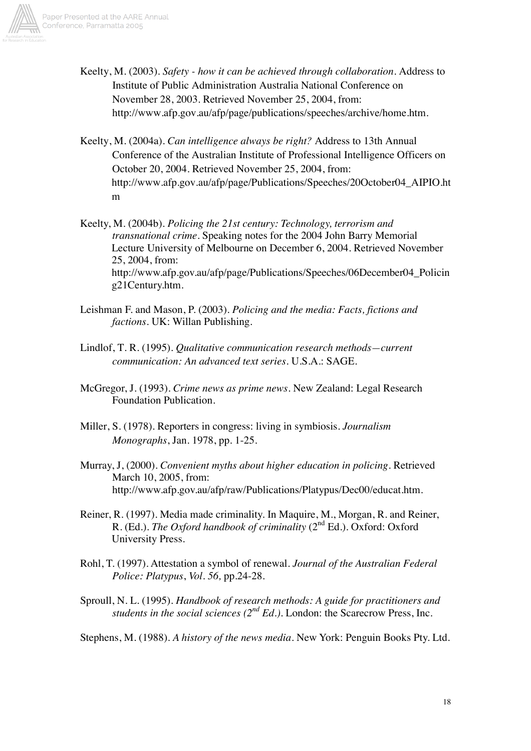Keelty, M. (2003). *Safety - how it can be achieved through collaboration*. Address to Institute of Public Administration Australia National Conference on November 28, 2003. Retrieved November 25, 2004, from: http://www.afp.gov.au/afp/page/publications/speeches/archive/home.htm.

Keelty, M. (2004a). *Can intelligence always be right?* Address to 13th Annual Conference of the Australian Institute of Professional Intelligence Officers on October 20, 2004. Retrieved November 25, 2004, from: http://www.afp.gov.au/afp/page/Publications/Speeches/20October04_AIPIO.htm

Keelty, M. (2004b). *Policing the 21st century: Technology, terrorism and transnational crime*. Speaking notes for the 2004 John Barry Memorial Lecture University of Melbourne on December 6, 2004. Retrieved November 25, 2004, from: http://www.afp.gov.au/afp/page/Publications/Speeches/06December04_Policing21Century.htm.

Leishman F. and Mason, P. (2003). *Policing and the media: Facts, fictions and factions*. UK: Willan Publishing.

Lindlof, T. R. (1995). *Qualitative communication research methods—current communication: An advanced text series*. U.S.A.: SAGE.

McGregor, J. (1993). *Crime news as prime news*. New Zealand: Legal Research Foundation Publication.

Miller, S. (1978). Reporters in congress: living in symbiosis. *Journalism Monographs*, Jan. 1978, pp. 1-25.

Murray, J, (2000). *Convenient myths about higher education in policing*. Retrieved March 10, 2005, from: http://www.afp.gov.au/afp/raw/Publications/Platypus/Dec00/educat.htm.

Reiner, R. (1997). Media made criminality. In Maquire, M., Morgan, R. and Reiner, R. (Ed.). *The Oxford handbook of criminality* (2nd Ed.). Oxford: Oxford University Press.

Rohl, T. (1997). Attestation a symbol of renewal. *Journal of the Australian Federal Police: Platypus*, *Vol. 56,* pp.24-28.

Sproull, N. L. (1995). *Handbook of research methods: A guide for practitioners and students in the social sciences (2nd Ed.)*. London: the Scarecrow Press, Inc.

Stephens, M. (1988). *A history of the news media*. New York: Penguin Books Pty. Ltd.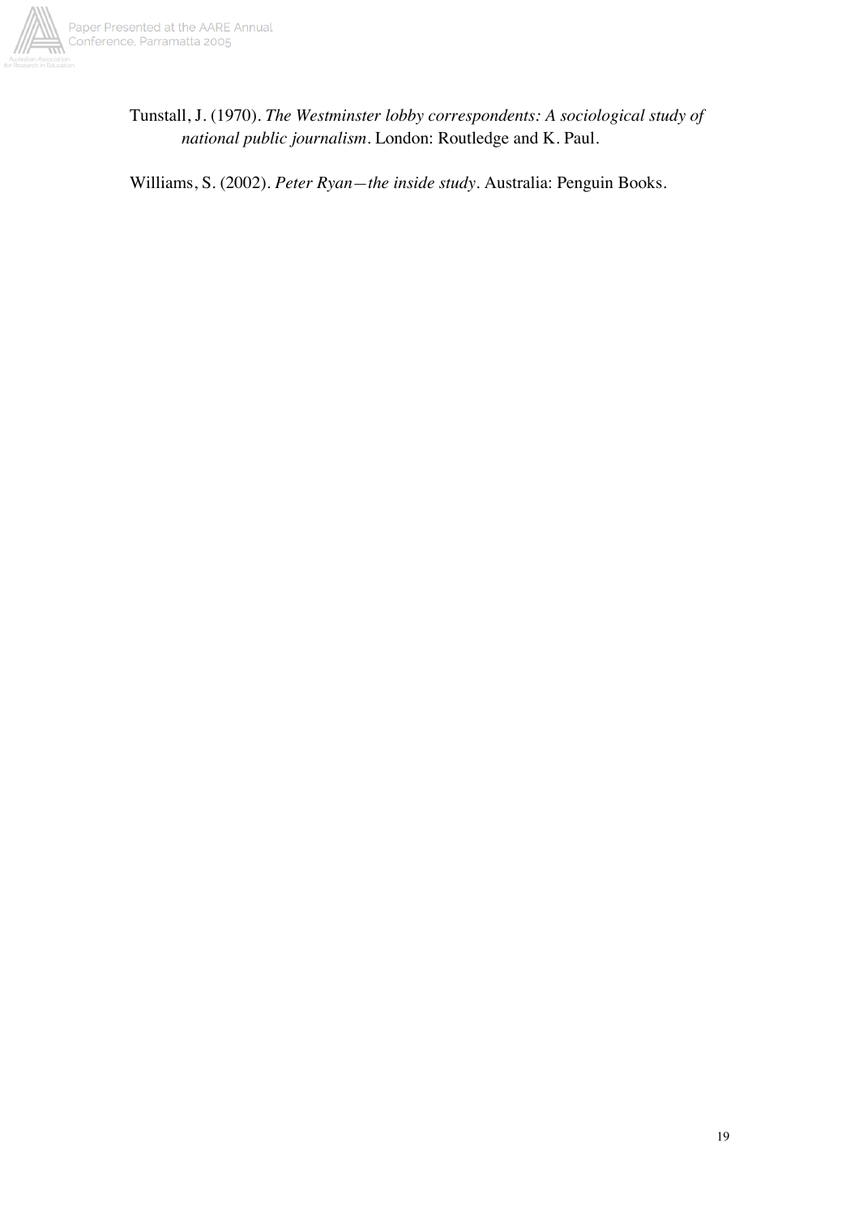Tunstall, J. (1970). *The Westminster lobby correspondents: A sociological study of national public journalism*. London: Routledge and K. Paul.

Williams, S. (2002). *Peter Ryan—the inside study*. Australia: Penguin Books.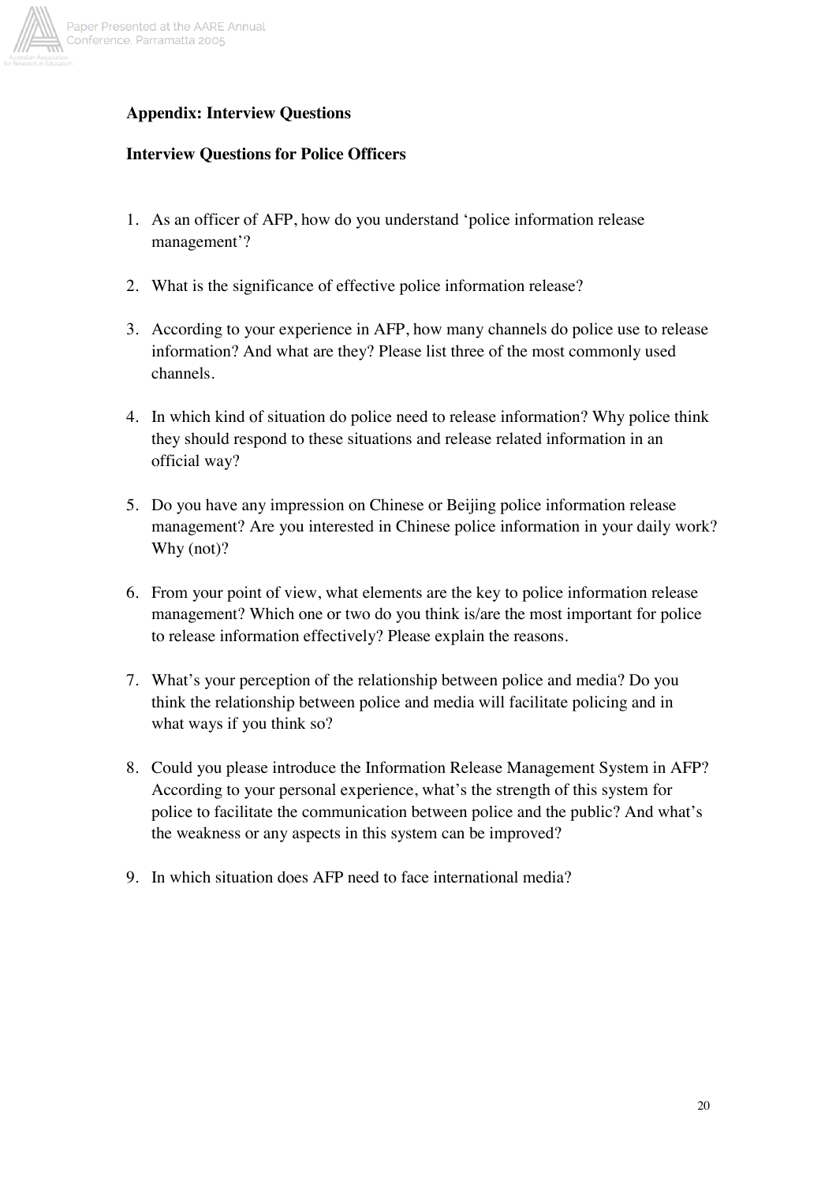## Appendix: Interview Questions

### Interview Questions for Police Officers

1. As an officer of AFP, how do you understand 'police information release management'?
2. What is the significance of effective police information release?
3. According to your experience in AFP, how many channels do police use to release information? And what are they? Please list three of the most commonly used channels.
4. In which kind of situation do police need to release information? Why police think they should respond to these situations and release related information in an official way?
5. Do you have any impression on Chinese or Beijing police information release management? Are you interested in Chinese police information in your daily work? Why (not)?
6. From your point of view, what elements are the key to police information release management? Which one or two do you think is/are the most important for police to release information effectively? Please explain the reasons.
7. What's your perception of the relationship between police and media? Do you think the relationship between police and media will facilitate policing and in what ways if you think so?
8. Could you please introduce the Information Release Management System in AFP? According to your personal experience, what's the strength of this system for police to facilitate the communication between police and the public? And what's the weakness or any aspects in this system can be improved?
9. In which situation does AFP need to face international media?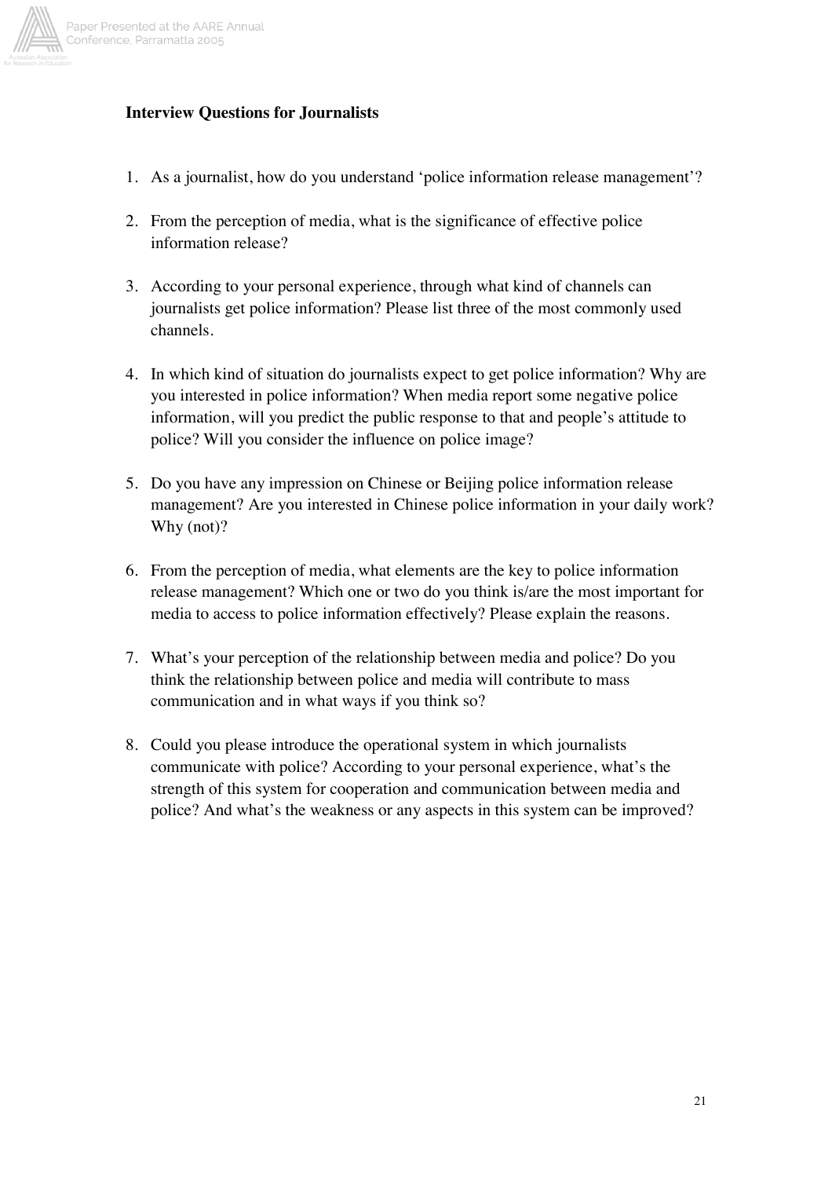**Interview Questions for Journalists**

1. As a journalist, how do you understand 'police information release management'?

2. From the perception of media, what is the significance of effective police information release?

3. According to your personal experience, through what kind of channels can journalists get police information? Please list three of the most commonly used channels.

4. In which kind of situation do journalists expect to get police information? Why are you interested in police information? When media report some negative police information, will you predict the public response to that and people's attitude to police? Will you consider the influence on police image?

5. Do you have any impression on Chinese or Beijing police information release management? Are you interested in Chinese police information in your daily work? Why (not)?

6. From the perception of media, what elements are the key to police information release management? Which one or two do you think is/are the most important for media to access to police information effectively? Please explain the reasons.

7. What's your perception of the relationship between media and police? Do you think the relationship between police and media will contribute to mass communication and in what ways if you think so?

8. Could you please introduce the operational system in which journalists communicate with police? According to your personal experience, what's the strength of this system for cooperation and communication between media and police? And what's the weakness or any aspects in this system can be improved?